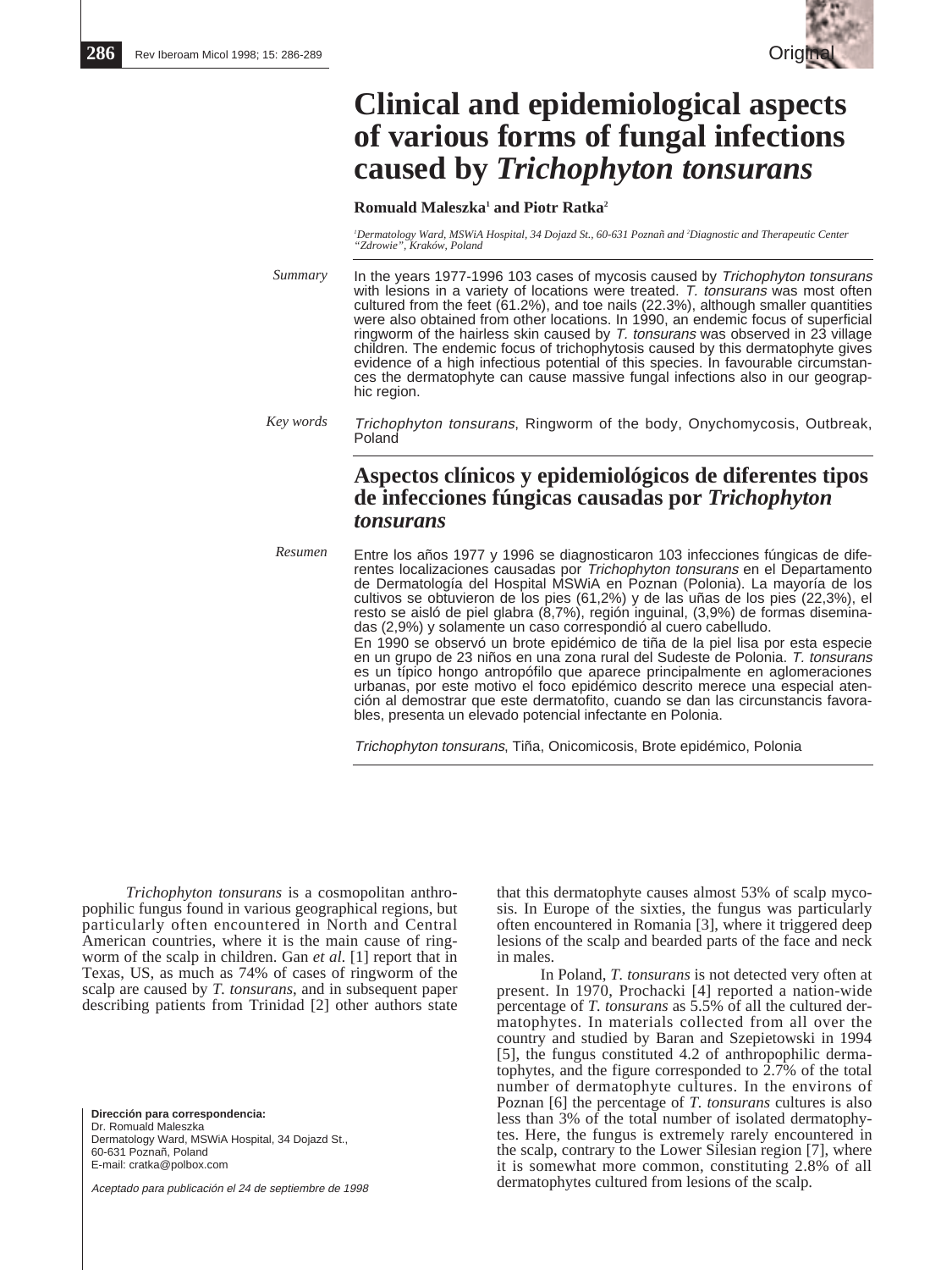# Clinical and epidemiological aspects of various forms of fungal infections caused by *Trichophyton tonsurans*

**Romuald Maleszka[1] and Piotr Ratka[2]**

*[1]Dermatology Ward, MSWiA Hospital, 34 Dojazd St., 60-631 Poznañ and [2]Diagnostic and Therapeutic Center "Zdrowie", Kraków, Poland*

*Summary*

In the years 1977-1996 103 cases of mycosis caused by *Trichophyton tonsurans* with lesions in a variety of locations were treated. *T. tonsurans* was most often cultured from the feet (61.2%), and toe nails (22.3%), although smaller quantities were also obtained from other locations. In 1990, an endemic focus of superficial ringworm of the hairless skin caused by *T. tonsurans* was observed in 23 village children. The endemic focus of trichophytosis caused by this dermatophyte gives evidence of a high infectious potential of this species. In favourable circumstances the dermatophyte can cause massive fungal infections also in our geographic region.

*Key words*

*Trichophyton tonsurans*, Ringworm of the body, Onychomycosis, Outbreak, Poland

## Aspectos clínicos y epidemiológicos de diferentes tipos de infecciones fúngicas causadas por *Trichophyton tonsurans*

*Resumen*

Entre los años 1977 y 1996 se diagnosticaron 103 infecciones fúngicas de diferentes localizaciones causadas por *Trichophyton tonsurans* en el Departamento de Dermatología del Hospital MSWiA en Poznan (Polonia). La mayoría de los cultivos se obtuvieron de los pies (61,2%) y de las uñas de los pies (22,3%), el resto se aisló de piel glabra (8,7%), región inguinal, (3,9%) de formas diseminadas (2,9%) y solamente un caso correspondió al cuero cabelludo.

En 1990 se observó un brote epidémico de tiña de la piel lisa por esta especie en un grupo de 23 niños en una zona rural del Sudeste de Polonia. *T. tonsurans* es un típico hongo antropófilo que aparece principalmente en aglomeraciones urbanas, por este motivo el foco epidémico descrito merece una especial atención al demostrar que este dermatofito, cuando se dan las circunstancis favorables, presenta un elevado potencial infectante en Polonia.

*Trichophyton tonsurans*, Tiña, Onicomicosis, Brote epidémico, Polonia

*Trichophyton tonsurans* is a cosmopolitan anthropophilic fungus found in various geographical regions, but particularly often encountered in North and Central American countries, where it is the main cause of ringworm of the scalp in children. Gan *et al.* [1] report that in Texas, US, as much as 74% of cases of ringworm of the scalp are caused by *T. tonsurans*, and in subsequent paper describing patients from Trinidad [2] other authors state that this dermatophyte causes almost 53% of scalp mycosis. In Europe of the sixties, the fungus was particularly often encountered in Romania [3], where it triggered deep lesions of the scalp and bearded parts of the face and neck in males.

In Poland, *T. tonsurans* is not detected very often at present. In 1970, Prochacki [4] reported a nation-wide percentage of *T. tonsurans* as 5.5% of all the cultured dermatophytes. In materials collected from all over the country and studied by Baran and Szepietowski in 1994 [5], the fungus constituted 4.2 of anthropophilic dermatophytes, and the figure corresponded to 2.7% of the total number of dermatophyte cultures. In the environs of Poznan [6] the percentage of *T. tonsurans* cultures is also less than 3% of the total number of isolated dermatophytes. Here, the fungus is extremely rarely encountered in the scalp, contrary to the Lower Silesian region [7], where it is somewhat more common, constituting 2.8% of all dermatophytes cultured from lesions of the scalp.

**Dirección para correspondencia:**
Dr. Romuald Maleszka
Dermatology Ward, MSWiA Hospital, 34 Dojazd St.,
60-631 Poznañ, Poland
E-mail: cratka@polbox.com

*Aceptado para publicación el 24 de septiembre de 1998*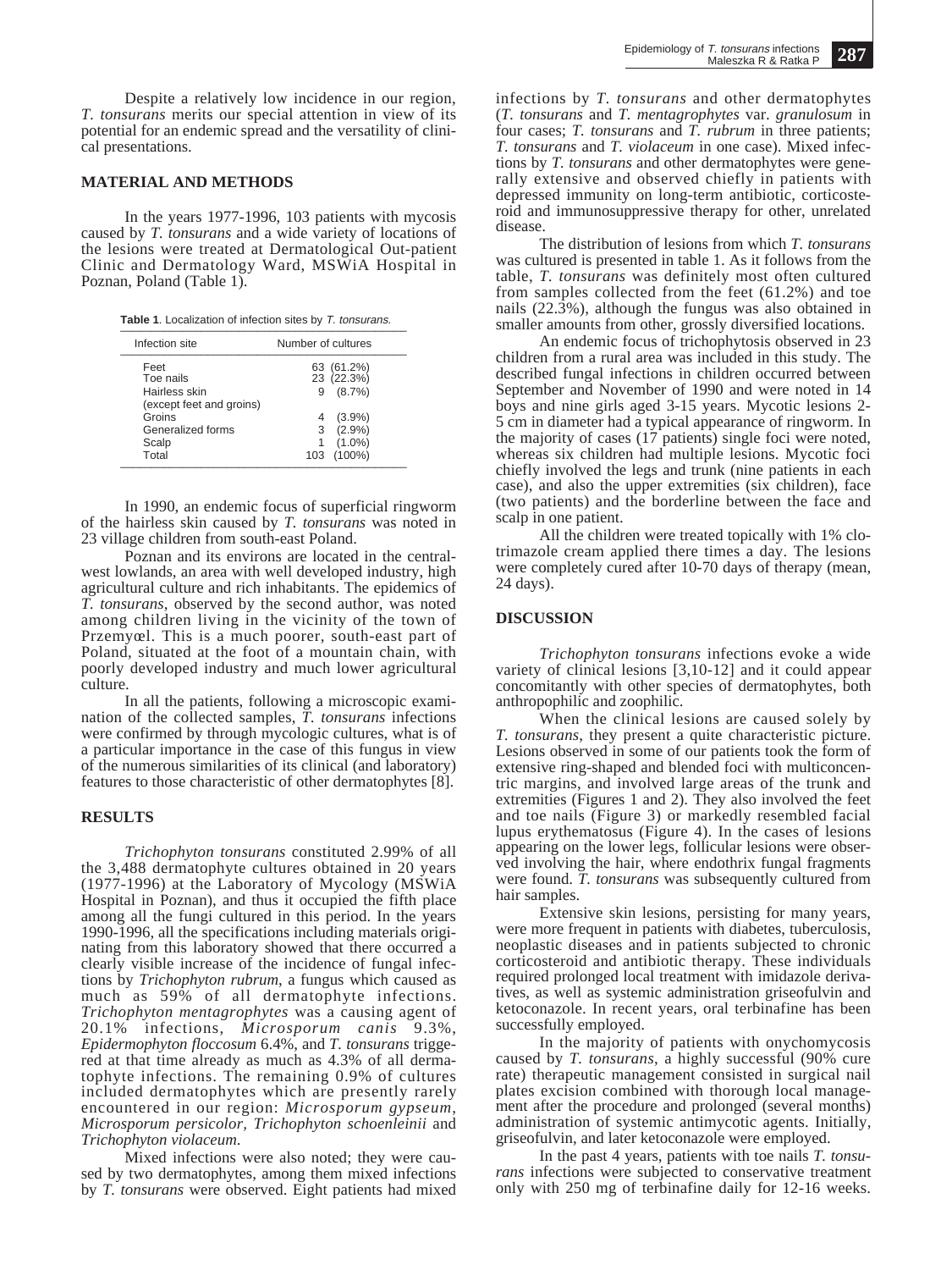Despite a relatively low incidence in our region, *T. tonsurans* merits our special attention in view of its potential for an endemic spread and the versatility of clinical presentations.

## MATERIAL AND METHODS

In the years 1977-1996, 103 patients with mycosis caused by *T. tonsurans* and a wide variety of locations of the lesions were treated at Dermatological Out-patient Clinic and Dermatology Ward, MSWiA Hospital in Poznan, Poland (Table 1).

**Table 1**. Localization of infection sites by *T. tonsurans.*

| Infection site | Number of cultures |
|---|---|
| Feet | 63 (61.2%) |
| Toe nails | 23 (22.3%) |
| Hairless skin (except feet and groins) | 9 (8.7%) |
| Groins | 4 (3.9%) |
| Generalized forms | 3 (2.9%) |
| Scalp | 1 (1.0%) |
| Total | 103 (100%) |

In 1990, an endemic focus of superficial ringworm of the hairless skin caused by *T. tonsurans* was noted in 23 village children from south-east Poland.

Poznan and its environs are located in the central-west lowlands, an area with well developed industry, high agricultural culture and rich inhabitants. The epidemics of *T. tonsurans*, observed by the second author, was noted among children living in the vicinity of the town of Przemyœl. This is a much poorer, south-east part of Poland, situated at the foot of a mountain chain, with poorly developed industry and much lower agricultural culture.

In all the patients, following a microscopic examination of the collected samples, *T. tonsurans* infections were confirmed by through mycologic cultures, what is of a particular importance in the case of this fungus in view of the numerous similarities of its clinical (and laboratory) features to those characteristic of other dermatophytes [8].

## RESULTS

*Trichophyton tonsurans* constituted 2.99% of all the 3,488 dermatophyte cultures obtained in 20 years (1977-1996) at the Laboratory of Mycology (MSWiA Hospital in Poznan), and thus it occupied the fifth place among all the fungi cultured in this period. In the years 1990-1996, all the specifications including materials originating from this laboratory showed that there occurred a clearly visible increase of the incidence of fungal infections by *Trichophyton rubrum*, a fungus which caused as much as 59% of all dermatophyte infections. *Trichophyton mentagrophytes* was a causing agent of 20.1% infections, *Microsporum canis* 9.3%, *Epidermophyton floccosum* 6.4%, and *T. tonsurans* triggered at that time already as much as 4.3% of all dermatophyte infections. The remaining 0.9% of cultures included dermatophytes which are presently rarely encountered in our region: *Microsporum gypseum*, *Microsporum persicolor, Trichophyton schoenleinii* and *Trichophyton violaceum*.

Mixed infections were also noted; they were caused by two dermatophytes, among them mixed infections by *T. tonsurans* were observed. Eight patients had mixed infections by *T. tonsurans* and other dermatophytes (*T. tonsurans* and *T. mentagrophytes* var. *granulosum* in four cases; *T. tonsurans* and *T. rubrum* in three patients; *T. tonsurans* and *T. violaceum* in one case). Mixed infections by *T. tonsurans* and other dermatophytes were generally extensive and observed chiefly in patients with depressed immunity on long-term antibiotic, corticosteroid and immunosuppressive therapy for other, unrelated disease.

The distribution of lesions from which *T. tonsurans* was cultured is presented in table 1. As it follows from the table, *T. tonsurans* was definitely most often cultured from samples collected from the feet (61.2%) and toe nails (22.3%), although the fungus was also obtained in smaller amounts from other, grossly diversified locations.

An endemic focus of trichophytosis observed in 23 children from a rural area was included in this study. The described fungal infections in children occurred between September and November of 1990 and were noted in 14 boys and nine girls aged 3-15 years. Mycotic lesions 2-5 cm in diameter had a typical appearance of ringworm. In the majority of cases (17 patients) single foci were noted, whereas six children had multiple lesions. Mycotic foci chiefly involved the legs and trunk (nine patients in each case), and also the upper extremities (six children), face (two patients) and the borderline between the face and scalp in one patient.

All the children were treated topically with 1% clotrimazole cream applied there times a day. The lesions were completely cured after 10-70 days of therapy (mean, 24 days).

## DISCUSSION

*Trichophyton tonsurans* infections evoke a wide variety of clinical lesions [3,10-12] and it could appear concomitantly with other species of dermatophytes, both anthropophilic and zoophilic.

When the clinical lesions are caused solely by *T. tonsurans*, they present a quite characteristic picture. Lesions observed in some of our patients took the form of extensive ring-shaped and blended foci with multiconcentric margins, and involved large areas of the trunk and extremities (Figures 1 and 2). They also involved the feet and toe nails (Figure 3) or markedly resembled facial lupus erythematosus (Figure 4). In the cases of lesions appearing on the lower legs, follicular lesions were observed involving the hair, where endothrix fungal fragments were found. *T. tonsurans* was subsequently cultured from hair samples.

Extensive skin lesions, persisting for many years, were more frequent in patients with diabetes, tuberculosis, neoplastic diseases and in patients subjected to chronic corticosteroid and antibiotic therapy. These individuals required prolonged local treatment with imidazole derivatives, as well as systemic administration griseofulvin and ketoconazole. In recent years, oral terbinafine has been successfully employed.

In the majority of patients with onychomycosis caused by *T. tonsurans*, a highly successful (90% cure rate) therapeutic management consisted in surgical nail plates excision combined with thorough local management after the procedure and prolonged (several months) administration of systemic antimycotic agents. Initially, griseofulvin, and later ketoconazole were employed.

In the past 4 years, patients with toe nails *T. tonsurans* infections were subjected to conservative treatment only with 250 mg of terbinafine daily for 12-16 weeks.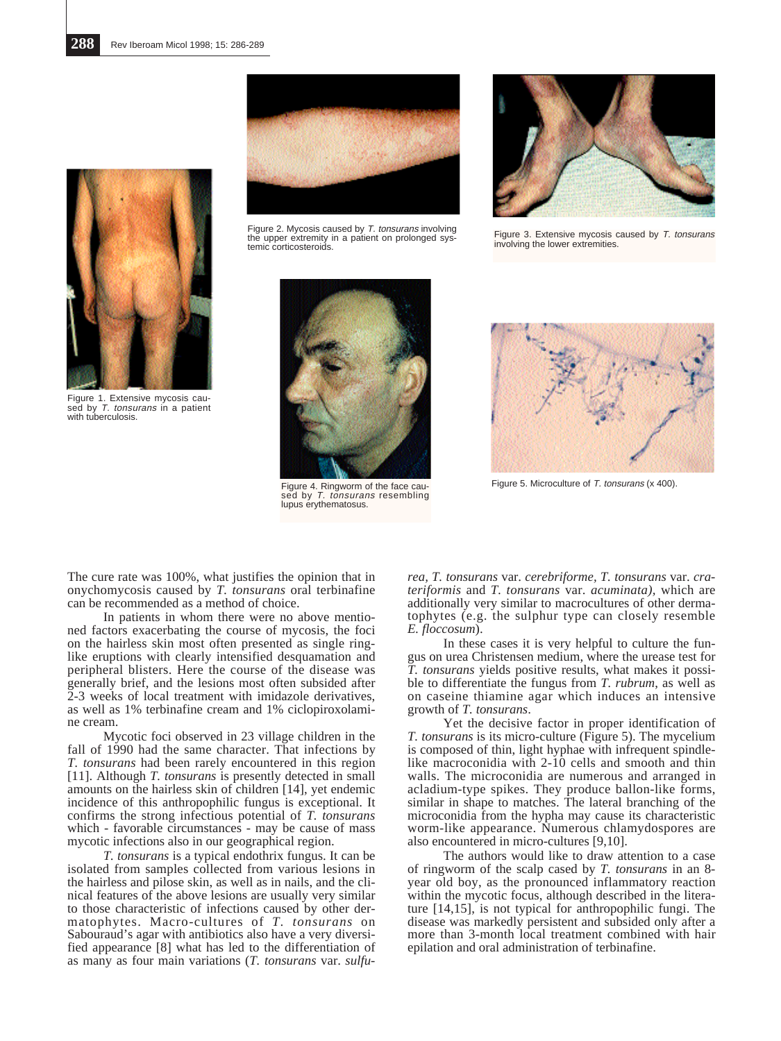Figure 1. Extensive mycosis caused by *T. tonsurans* in a patient with tuberculosis.

Figure 2. Mycosis caused by *T. tonsurans* involving the upper extremity in a patient on prolonged systemic corticosteroids.

Figure 3. Extensive mycosis caused by *T. tonsurans* involving the lower extremities.

Figure 4. Ringworm of the face caused by *T. tonsurans* resembling lupus erythematosus.

Figure 5. Microculture of *T. tonsurans* (x 400).

The cure rate was 100%, what justifies the opinion that in onychomycosis caused by *T. tonsurans* oral terbinafine can be recommended as a method of choice.

In patients in whom there were no above mentioned factors exacerbating the course of mycosis, the foci on the hairless skin most often presented as single ringlike eruptions with clearly intensified desquamation and peripheral blisters. Here the course of the disease was generally brief, and the lesions most often subsided after 2-3 weeks of local treatment with imidazole derivatives, as well as 1% terbinafine cream and 1% ciclopiroxolamine cream.

Mycotic foci observed in 23 village children in the fall of 1990 had the same character. That infections by *T. tonsurans* had been rarely encountered in this region [11]. Although *T. tonsurans* is presently detected in small amounts on the hairless skin of children [14], yet endemic incidence of this anthropophilic fungus is exceptional. It confirms the strong infectious potential of *T. tonsurans* which - favorable circumstances - may be cause of mass mycotic infections also in our geographical region.

*T. tonsurans* is a typical endothrix fungus. It can be isolated from samples collected from various lesions in the hairless and pilose skin, as well as in nails, and the clinical features of the above lesions are usually very similar to those characteristic of infections caused by other dermatophytes. Macro-cultures of *T. tonsurans* on Sabouraud's agar with antibiotics also have a very diversified appearance [8] what has led to the differentiation of as many as four main variations (*T. tonsurans* var. *sulfurea*, *T. tonsurans* var. *cerebriforme*, *T. tonsurans* var. *crateriformis* and *T. tonsurans* var. *acuminata)*, which are additionally very similar to macrocultures of other dermatophytes (e.g. the sulphur type can closely resemble *E. floccosum*).

In these cases it is very helpful to culture the fungus on urea Christensen medium, where the urease test for *T. tonsurans* yields positive results, what makes it possible to differentiate the fungus from *T. rubrum*, as well as on caseine thiamine agar which induces an intensive growth of *T. tonsurans*.

Yet the decisive factor in proper identification of *T. tonsurans* is its micro-culture (Figure 5). The mycelium is composed of thin, light hyphae with infrequent spindle-like macroconidia with 2-10 cells and smooth and thin walls. The microconidia are numerous and arranged in acladium-type spikes. They produce ballon-like forms, similar in shape to matches. The lateral branching of the microconidia from the hypha may cause its characteristic worm-like appearance. Numerous chlamydospores are also encountered in micro-cultures [9,10].

The authors would like to draw attention to a case of ringworm of the scalp cased by *T. tonsurans* in an 8-year old boy, as the pronounced inflammatory reaction within the mycotic focus, although described in the literature [14,15], is not typical for anthropophilic fungi. The disease was markedly persistent and subsided only after a more than 3-month local treatment combined with hair epilation and oral administration of terbinafine.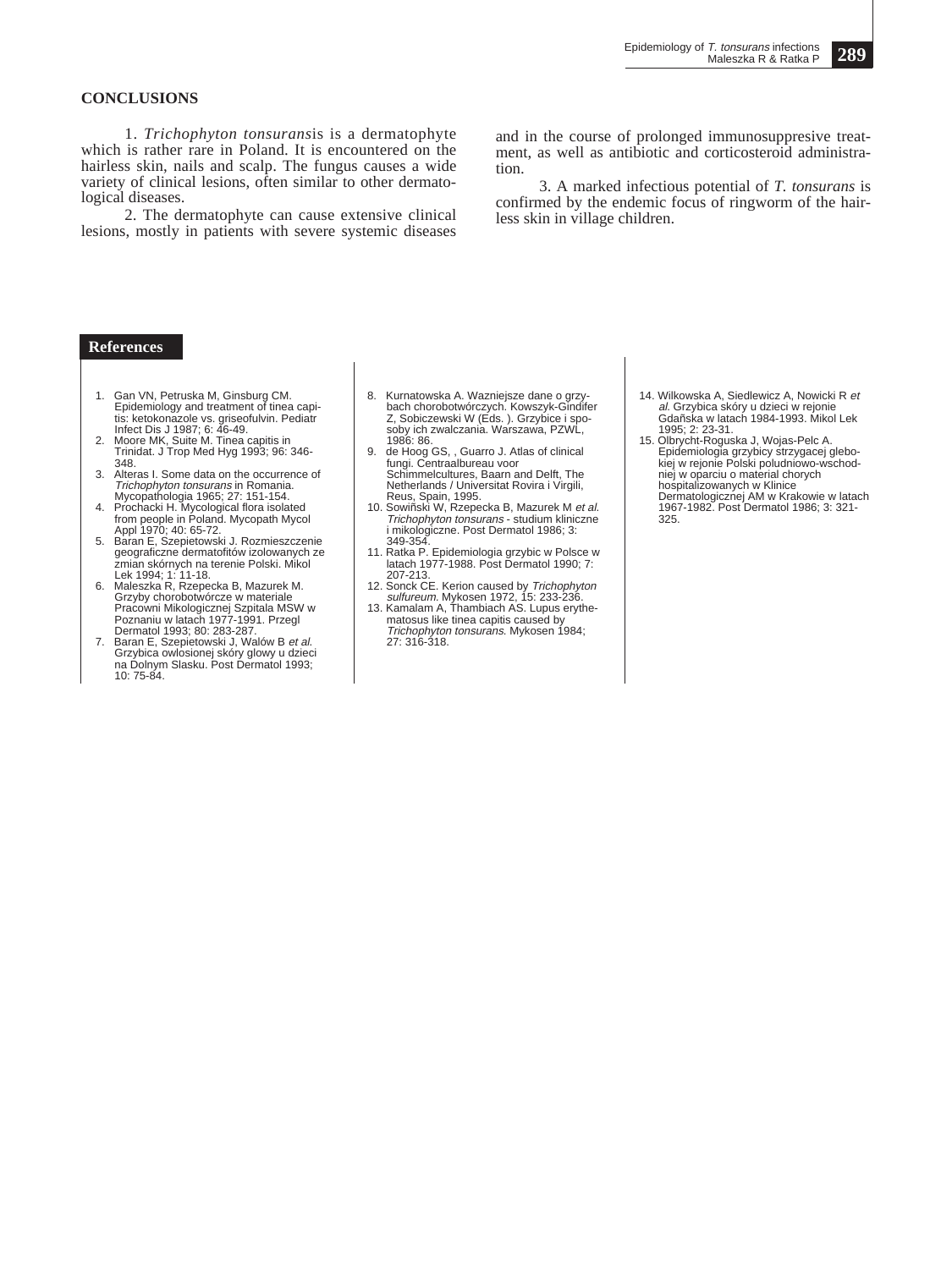## CONCLUSIONS

1. *Trichophyton tonsurans*is is a dermatophyte which is rather rare in Poland. It is encountered on the hairless skin, nails and scalp. The fungus causes a wide variety of clinical lesions, often similar to other dermatological diseases.

2. The dermatophyte can cause extensive clinical lesions, mostly in patients with severe systemic diseases and in the course of prolonged immunosuppresive treatment, as well as antibiotic and corticosteroid administration.

3. A marked infectious potential of *T. tonsurans* is confirmed by the endemic focus of ringworm of the hairless skin in village children.

## References

1. Gan VN, Petruska M, Ginsburg CM. Epidemiology and treatment of tinea capitis: ketokonazole vs. griseofulvin. Pediatr Infect Dis J 1987; 6: 46-49.
2. Moore MK, Suite M. Tinea capitis in Trinidat. J Trop Med Hyg 1993; 96: 346-348.
3. Alteras I. Some data on the occurrence of *Trichophyton tonsurans* in Romania. Mycopathologia 1965; 27: 151-154.
4. Prochacki H. Mycological flora isolated from people in Poland. Mycopath Mycol Appl 1970; 40: 65-72.
5. Baran E, Szepietowski J. Rozmieszczenie geograficzne dermatofitów izolowanych ze zmian skórnych na terenie Polski. Mikol Lek 1994; 1: 11-18.
6. Maleszka R, Rzepecka B, Mazurek M. Grzyby chorobotwórcze w materiale Pracowni Mikologicznej Szpitala MSW w Poznaniu w latach 1977-1991. Przegl Dermatol 1993; 80: 283-287.
7. Baran E, Szepietowski J, Walów B *et al.* Grzybica owlosionej skóry glowy u dzieci na Dolnym Slasku. Post Dermatol 1993; 10: 75-84.
8. Kurnatowska A. Wazniejsze dane o grzybach chorobotwórczych. Kowszyk-Gindifer Z, Sobiczewski W (Eds. ). Grzybice i sposoby ich zwalczania. Warszawa, PZWL, 1986: 86.
9. de Hoog GS, , Guarro J. Atlas of clinical fungi. Centraalbureau voor Schimmelcultures, Baarn and Delft, The Netherlands / Universitat Rovira i Virgili, Reus, Spain, 1995.
10. Sowiński W, Rzepecka B, Mazurek M *et al.* *Trichophyton tonsurans* - studium kliniczne i mikologiczne. Post Dermatol 1986; 3: 349-354.
11. Ratka P. Epidemiologia grzybic w Polsce w latach 1977-1988. Post Dermatol 1990; 7: 207-213.
12. Sonck CE. Kerion caused by *Trichophyton sulfureum.* Mykosen 1972, 15: 233-236.
13. Kamalam A, Thambiach AS. Lupus erythematosus like tinea capitis caused by *Trichophyton tonsurans.* Mykosen 1984; 27: 316-318.
14. Wilkowska A, Siedlewicz A, Nowicki R *et al.* Grzybica skóry u dzieci w rejonie Gdańska w latach 1984-1993. Mikol Lek 1995; 2: 23-31.
15. Olbrycht-Roguska J, Wojas-Pelc A. Epidemiologia grzybicy strzygacej glebokiej w rejonie Polski poludniowo-wschodniej w oparciu o material chorych hospitalizowanych w Klinice Dermatologicznej AM w Krakowie w latach 1967-1982. Post Dermatol 1986; 3: 321-325.